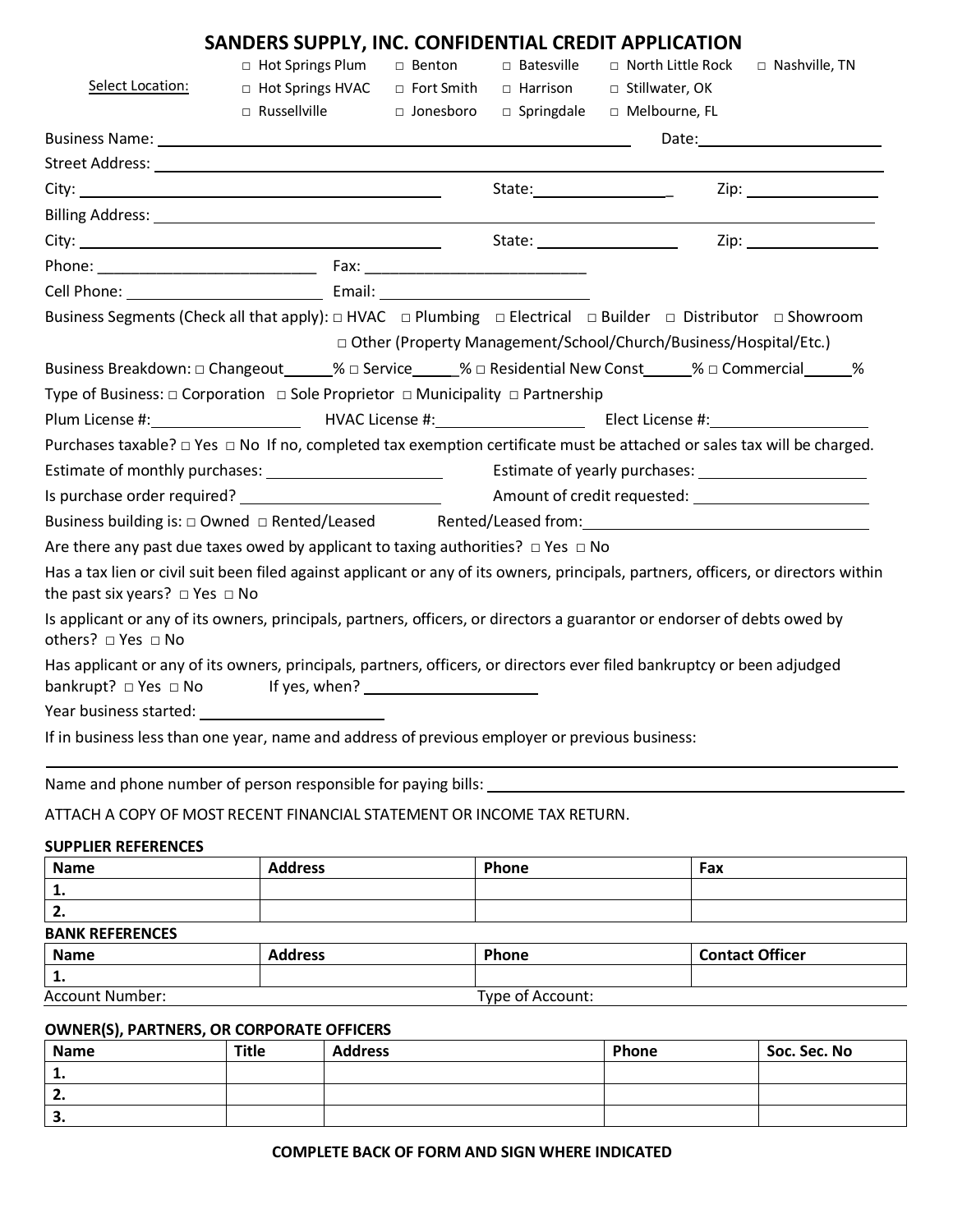# SANDERS SUPPLY, INC. CONFIDENTIAL CREDIT APPLICATION

Select Location:

□ Hot Springs Plum □ Benton □ Batesville □ North Little Rock □ Nashville, TN
□ Hot Springs HVAC □ Fort Smith □ Harrison □ Stillwater, OK
□ Russellville □ Jonesboro □ Springdale □ Melbourne, FL

Business Name: ______________________________ Date: ______________

Street Address: ______________________________

City: ______________________ State: ______________ Zip: ______________

Billing Address: ______________________________

City: ______________________ State: ______________ Zip: ______________

Phone: ______________________ Fax: ______________________

Cell Phone: ______________________ Email: ______________________

Business Segments (Check all that apply): □ HVAC □ Plumbing □ Electrical □ Builder □ Distributor □ Showroom
□ Other (Property Management/School/Church/Business/Hospital/Etc.)

Business Breakdown: □ Changeout_____% □ Service_____% □ Residential New Const_____% □ Commercial_____%

Type of Business: □ Corporation □ Sole Proprietor □ Municipality □ Partnership

Plum License #: ______________ HVAC License #: ______________ Elect License #: ______________

Purchases taxable? □ Yes □ No If no, completed tax exemption certificate must be attached or sales tax will be charged.

Estimate of monthly purchases: ______________ Estimate of yearly purchases: ______________

Is purchase order required? ______________ Amount of credit requested: ______________

Business building is: □ Owned □ Rented/Leased Rented/Leased from: ______________

Are there any past due taxes owed by applicant to taxing authorities? □ Yes □ No

Has a tax lien or civil suit been filed against applicant or any of its owners, principals, partners, officers, or directors within the past six years? □ Yes □ No

Is applicant or any of its owners, principals, partners, officers, or directors a guarantor or endorser of debts owed by others? □ Yes □ No

Has applicant or any of its owners, principals, partners, officers, or directors ever filed bankruptcy or been adjudged bankrupt? □ Yes □ No If yes, when? ______________

Year business started: ______________

If in business less than one year, name and address of previous employer or previous business:

______________________________

Name and phone number of person responsible for paying bills: ______________________________

ATTACH A COPY OF MOST RECENT FINANCIAL STATEMENT OR INCOME TAX RETURN.

**SUPPLIER REFERENCES**

| Name | Address | Phone | Fax |
|---|---|---|---|
| 1. | | | |
| 2. | | | |

**BANK REFERENCES**

| Name | Address | Phone | Contact Officer |
|---|---|---|---|
| 1. | | | |

Account Number: ______________ Type of Account: ______________

**OWNER(S), PARTNERS, OR CORPORATE OFFICERS**

| Name | Title | Address | Phone | Soc. Sec. No |
|---|---|---|---|---|
| 1. | | | | |
| 2. | | | | |
| 3. | | | | |

**COMPLETE BACK OF FORM AND SIGN WHERE INDICATED**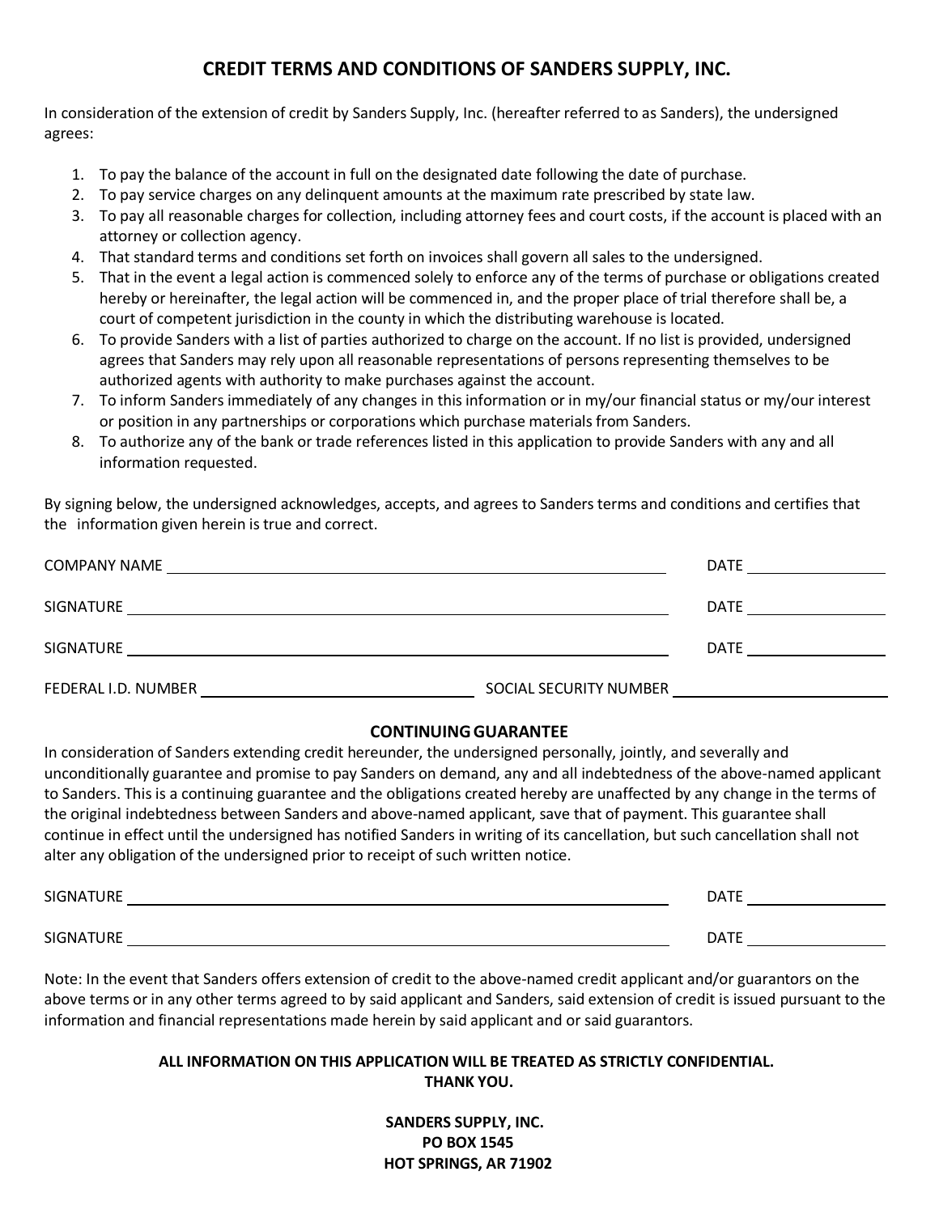# CREDIT TERMS AND CONDITIONS OF SANDERS SUPPLY, INC.

In consideration of the extension of credit by Sanders Supply, Inc. (hereafter referred to as Sanders), the undersigned agrees:

1. To pay the balance of the account in full on the designated date following the date of purchase.
2. To pay service charges on any delinquent amounts at the maximum rate prescribed by state law.
3. To pay all reasonable charges for collection, including attorney fees and court costs, if the account is placed with an attorney or collection agency.
4. That standard terms and conditions set forth on invoices shall govern all sales to the undersigned.
5. That in the event a legal action is commenced solely to enforce any of the terms of purchase or obligations created hereby or hereinafter, the legal action will be commenced in, and the proper place of trial therefore shall be, a court of competent jurisdiction in the county in which the distributing warehouse is located.
6. To provide Sanders with a list of parties authorized to charge on the account. If no list is provided, undersigned agrees that Sanders may rely upon all reasonable representations of persons representing themselves to be authorized agents with authority to make purchases against the account.
7. To inform Sanders immediately of any changes in this information or in my/our financial status or my/our interest or position in any partnerships or corporations which purchase materials from Sanders.
8. To authorize any of the bank or trade references listed in this application to provide Sanders with any and all information requested.

By signing below, the undersigned acknowledges, accepts, and agrees to Sanders terms and conditions and certifies that the information given herein is true and correct.

COMPANY NAME ______________________________ DATE ____________

SIGNATURE ______________________________ DATE ____________

SIGNATURE ______________________________ DATE ____________

FEDERAL I.D. NUMBER ____________________ SOCIAL SECURITY NUMBER ____________________

## CONTINUING GUARANTEE

In consideration of Sanders extending credit hereunder, the undersigned personally, jointly, and severally and unconditionally guarantee and promise to pay Sanders on demand, any and all indebtedness of the above-named applicant to Sanders. This is a continuing guarantee and the obligations created hereby are unaffected by any change in the terms of the original indebtedness between Sanders and above-named applicant, save that of payment. This guarantee shall continue in effect until the undersigned has notified Sanders in writing of its cancellation, but such cancellation shall not alter any obligation of the undersigned prior to receipt of such written notice.

SIGNATURE ______________________________ DATE ____________

SIGNATURE ______________________________ DATE ____________

Note: In the event that Sanders offers extension of credit to the above-named credit applicant and/or guarantors on the above terms or in any other terms agreed to by said applicant and Sanders, said extension of credit is issued pursuant to the information and financial representations made herein by said applicant and or said guarantors.

**ALL INFORMATION ON THIS APPLICATION WILL BE TREATED AS STRICTLY CONFIDENTIAL.**
**THANK YOU.**

**SANDERS SUPPLY, INC.**
**PO BOX 1545**
**HOT SPRINGS, AR 71902**